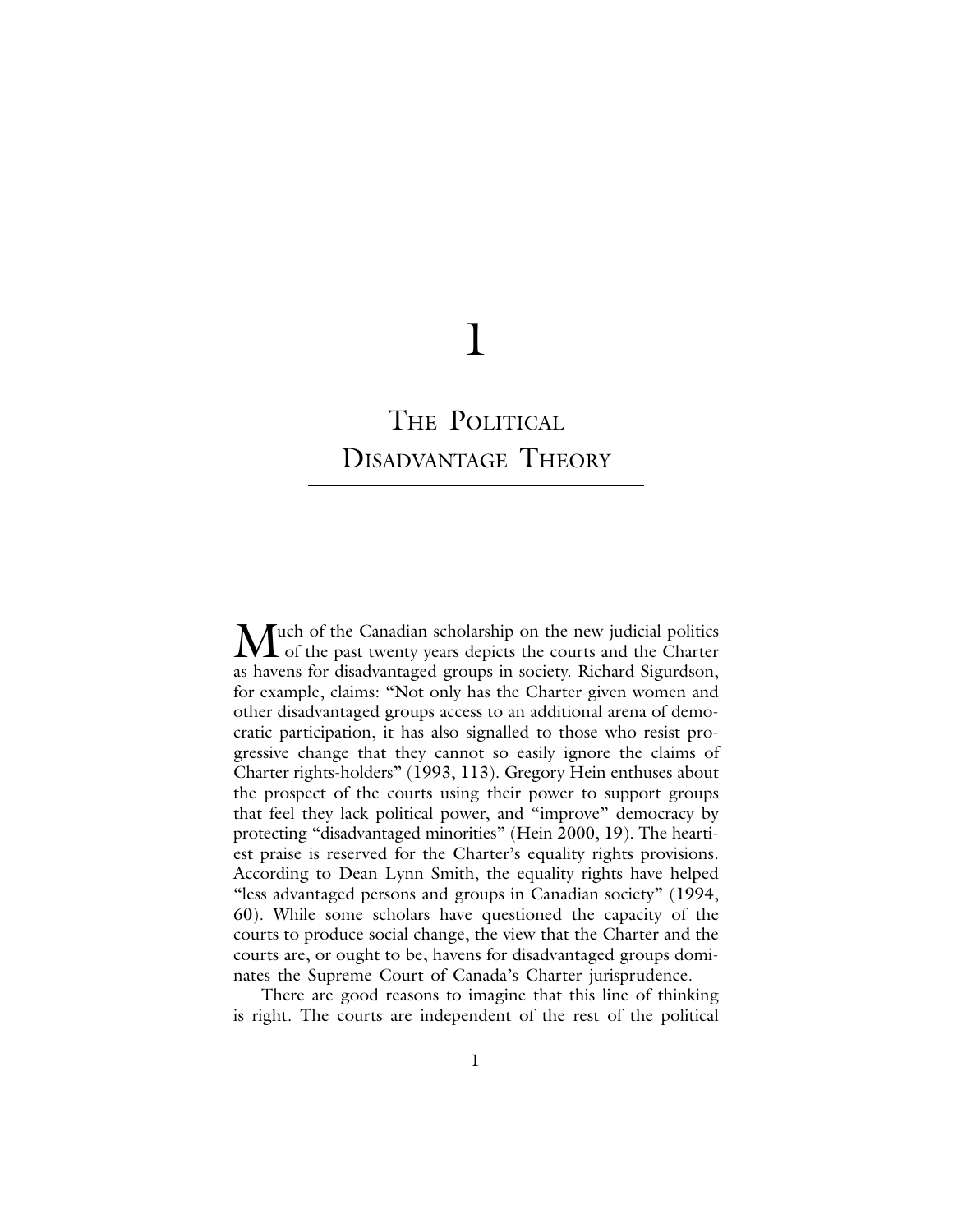# 1

# The Political Disadvantage Theory

Much of the Canadian scholarship on the new judicial politics of the past twenty years depicts the courts and the Charter as havens for disadvantaged groups in society. Richard Sigurdson, for example, claims: "Not only has the Charter given women and other disadvantaged groups access to an additional arena of democratic participation, it has also signalled to those who resist progressive change that they cannot so easily ignore the claims of Charter rights-holders" (1993, 113). Gregory Hein enthuses about the prospect of the courts using their power to support groups that feel they lack political power, and "improve" democracy by protecting "disadvantaged minorities" (Hein 2000, 19). The heartiest praise is reserved for the Charter's equality rights provisions. According to Dean Lynn Smith, the equality rights have helped "less advantaged persons and groups in Canadian society" (1994, 60). While some scholars have questioned the capacity of the courts to produce social change, the view that the Charter and the courts are, or ought to be, havens for disadvantaged groups dominates the Supreme Court of Canada's Charter jurisprudence.

There are good reasons to imagine that this line of thinking is right. The courts are independent of the rest of the political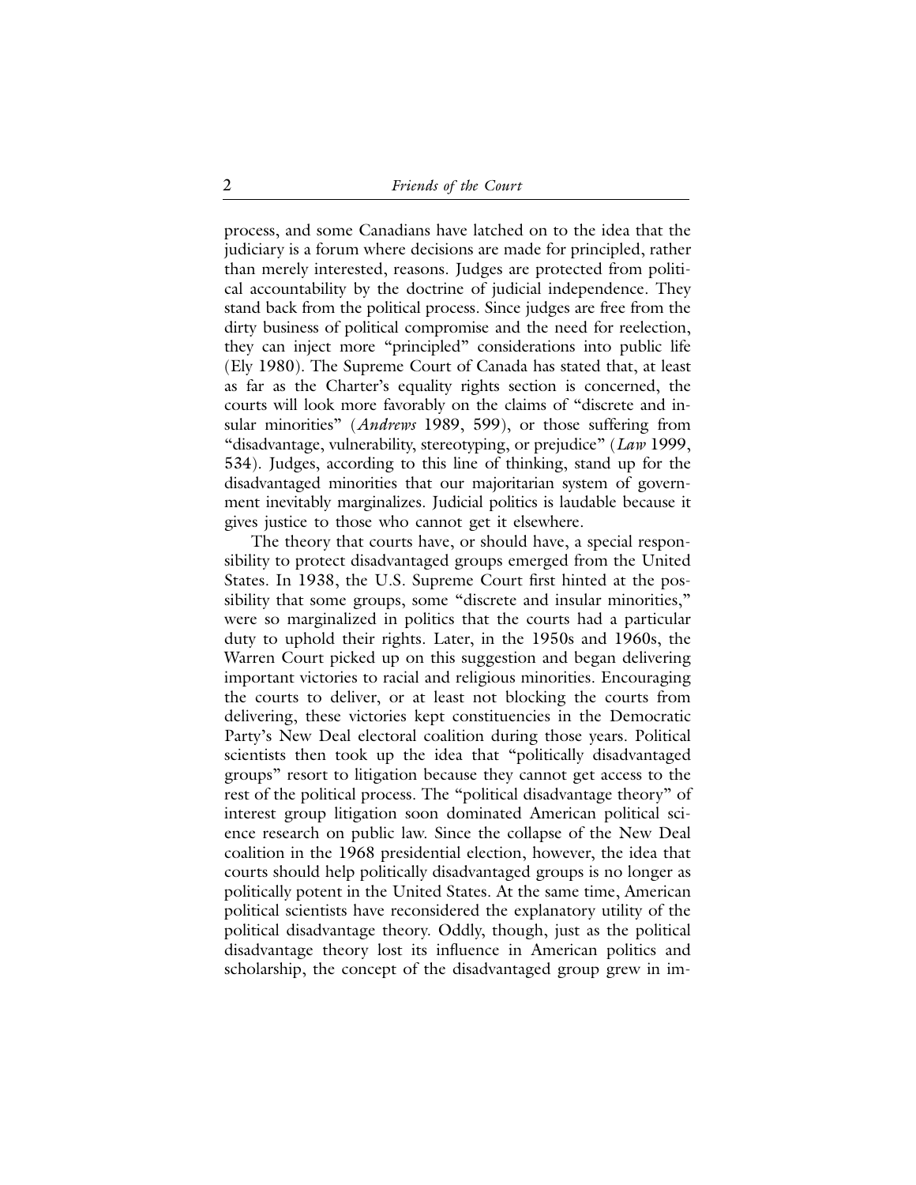process, and some Canadians have latched on to the idea that the judiciary is a forum where decisions are made for principled, rather than merely interested, reasons. Judges are protected from political accountability by the doctrine of judicial independence. They stand back from the political process. Since judges are free from the dirty business of political compromise and the need for reelection, they can inject more "principled" considerations into public life (Ely 1980). The Supreme Court of Canada has stated that, at least as far as the Charter's equality rights section is concerned, the courts will look more favorably on the claims of "discrete and insular minorities" (*Andrews* 1989, 599), or those suffering from "disadvantage, vulnerability, stereotyping, or prejudice" (*Law* 1999, 534). Judges, according to this line of thinking, stand up for the disadvantaged minorities that our majoritarian system of government inevitably marginalizes. Judicial politics is laudable because it gives justice to those who cannot get it elsewhere.

The theory that courts have, or should have, a special responsibility to protect disadvantaged groups emerged from the United States. In 1938, the U.S. Supreme Court first hinted at the possibility that some groups, some "discrete and insular minorities," were so marginalized in politics that the courts had a particular duty to uphold their rights. Later, in the 1950s and 1960s, the Warren Court picked up on this suggestion and began delivering important victories to racial and religious minorities. Encouraging the courts to deliver, or at least not blocking the courts from delivering, these victories kept constituencies in the Democratic Party's New Deal electoral coalition during those years. Political scientists then took up the idea that "politically disadvantaged groups" resort to litigation because they cannot get access to the rest of the political process. The "political disadvantage theory" of interest group litigation soon dominated American political science research on public law. Since the collapse of the New Deal coalition in the 1968 presidential election, however, the idea that courts should help politically disadvantaged groups is no longer as politically potent in the United States. At the same time, American political scientists have reconsidered the explanatory utility of the political disadvantage theory. Oddly, though, just as the political disadvantage theory lost its influence in American politics and scholarship, the concept of the disadvantaged group grew in im-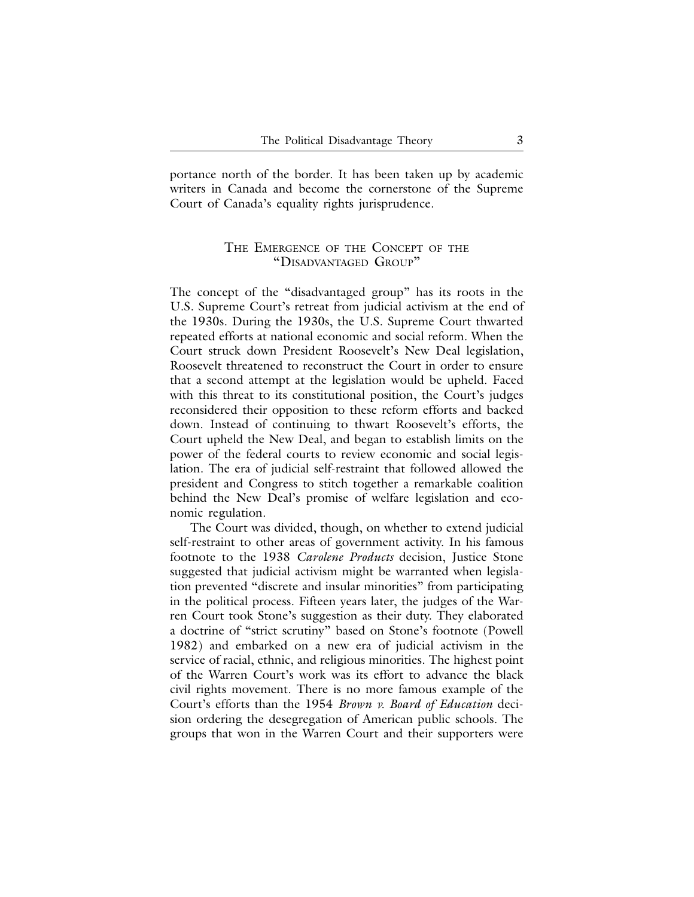portance north of the border. It has been taken up by academic writers in Canada and become the cornerstone of the Supreme Court of Canada's equality rights jurisprudence.

## The Emergence of the Concept of the "Disadvantaged Group"

The concept of the "disadvantaged group" has its roots in the U.S. Supreme Court's retreat from judicial activism at the end of the 1930s. During the 1930s, the U.S. Supreme Court thwarted repeated efforts at national economic and social reform. When the Court struck down President Roosevelt's New Deal legislation, Roosevelt threatened to reconstruct the Court in order to ensure that a second attempt at the legislation would be upheld. Faced with this threat to its constitutional position, the Court's judges reconsidered their opposition to these reform efforts and backed down. Instead of continuing to thwart Roosevelt's efforts, the Court upheld the New Deal, and began to establish limits on the power of the federal courts to review economic and social legislation. The era of judicial self-restraint that followed allowed the president and Congress to stitch together a remarkable coalition behind the New Deal's promise of welfare legislation and economic regulation.

The Court was divided, though, on whether to extend judicial self-restraint to other areas of government activity. In his famous footnote to the 1938 *Carolene Products* decision, Justice Stone suggested that judicial activism might be warranted when legislation prevented "discrete and insular minorities" from participating in the political process. Fifteen years later, the judges of the Warren Court took Stone's suggestion as their duty. They elaborated a doctrine of "strict scrutiny" based on Stone's footnote (Powell 1982) and embarked on a new era of judicial activism in the service of racial, ethnic, and religious minorities. The highest point of the Warren Court's work was its effort to advance the black civil rights movement. There is no more famous example of the Court's efforts than the 1954 *Brown v. Board of Education* decision ordering the desegregation of American public schools. The groups that won in the Warren Court and their supporters were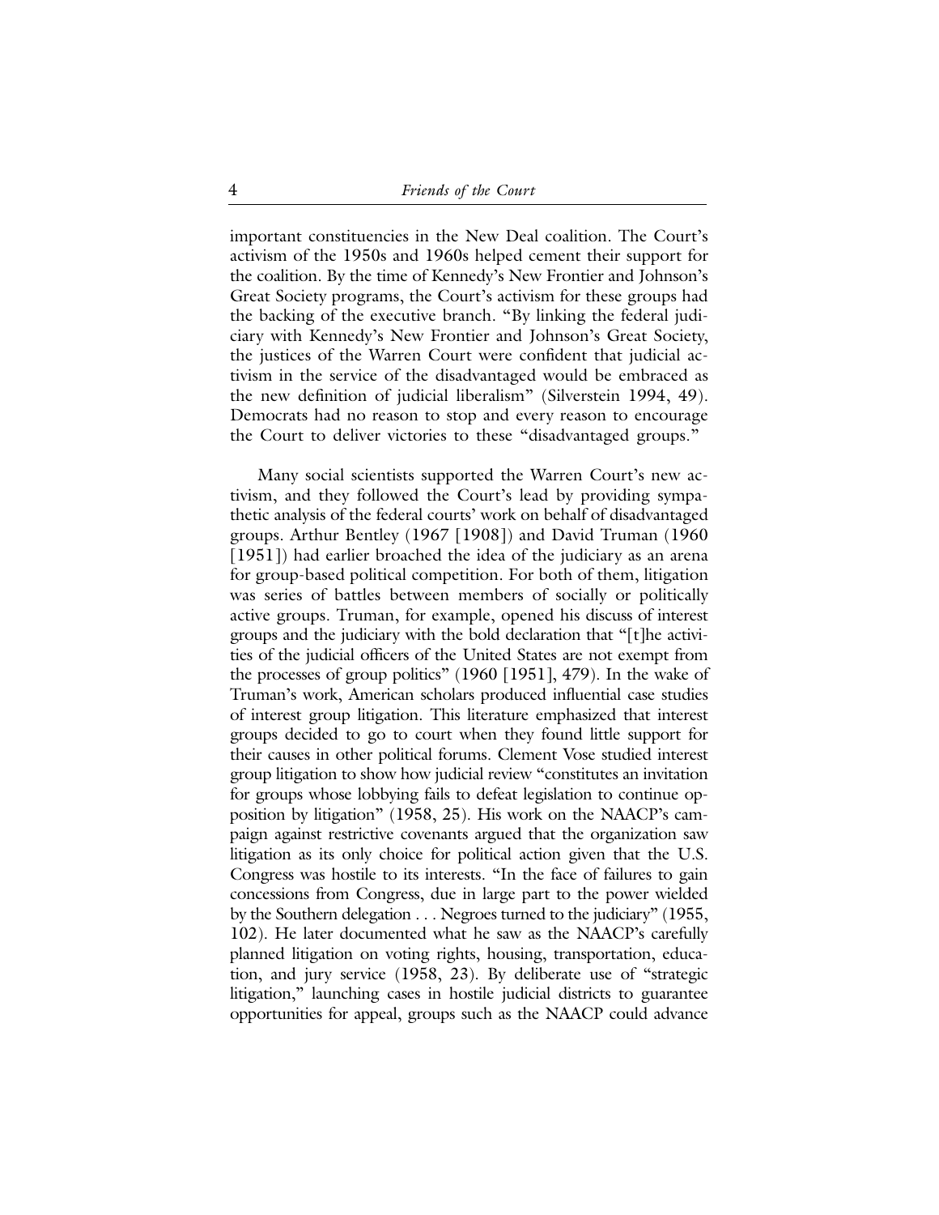important constituencies in the New Deal coalition. The Court's activism of the 1950s and 1960s helped cement their support for the coalition. By the time of Kennedy's New Frontier and Johnson's Great Society programs, the Court's activism for these groups had the backing of the executive branch. "By linking the federal judiciary with Kennedy's New Frontier and Johnson's Great Society, the justices of the Warren Court were confident that judicial activism in the service of the disadvantaged would be embraced as the new definition of judicial liberalism" (Silverstein 1994, 49). Democrats had no reason to stop and every reason to encourage the Court to deliver victories to these "disadvantaged groups."

Many social scientists supported the Warren Court's new activism, and they followed the Court's lead by providing sympathetic analysis of the federal courts' work on behalf of disadvantaged groups. Arthur Bentley (1967 [1908]) and David Truman (1960 [1951]) had earlier broached the idea of the judiciary as an arena for group-based political competition. For both of them, litigation was series of battles between members of socially or politically active groups. Truman, for example, opened his discuss of interest groups and the judiciary with the bold declaration that "[t]he activities of the judicial officers of the United States are not exempt from the processes of group politics" (1960 [1951], 479). In the wake of Truman's work, American scholars produced influential case studies of interest group litigation. This literature emphasized that interest groups decided to go to court when they found little support for their causes in other political forums. Clement Vose studied interest group litigation to show how judicial review "constitutes an invitation for groups whose lobbying fails to defeat legislation to continue opposition by litigation" (1958, 25). His work on the NAACP's campaign against restrictive covenants argued that the organization saw litigation as its only choice for political action given that the U.S. Congress was hostile to its interests. "In the face of failures to gain concessions from Congress, due in large part to the power wielded by the Southern delegation . . . Negroes turned to the judiciary" (1955, 102). He later documented what he saw as the NAACP's carefully planned litigation on voting rights, housing, transportation, education, and jury service (1958, 23). By deliberate use of "strategic litigation," launching cases in hostile judicial districts to guarantee opportunities for appeal, groups such as the NAACP could advance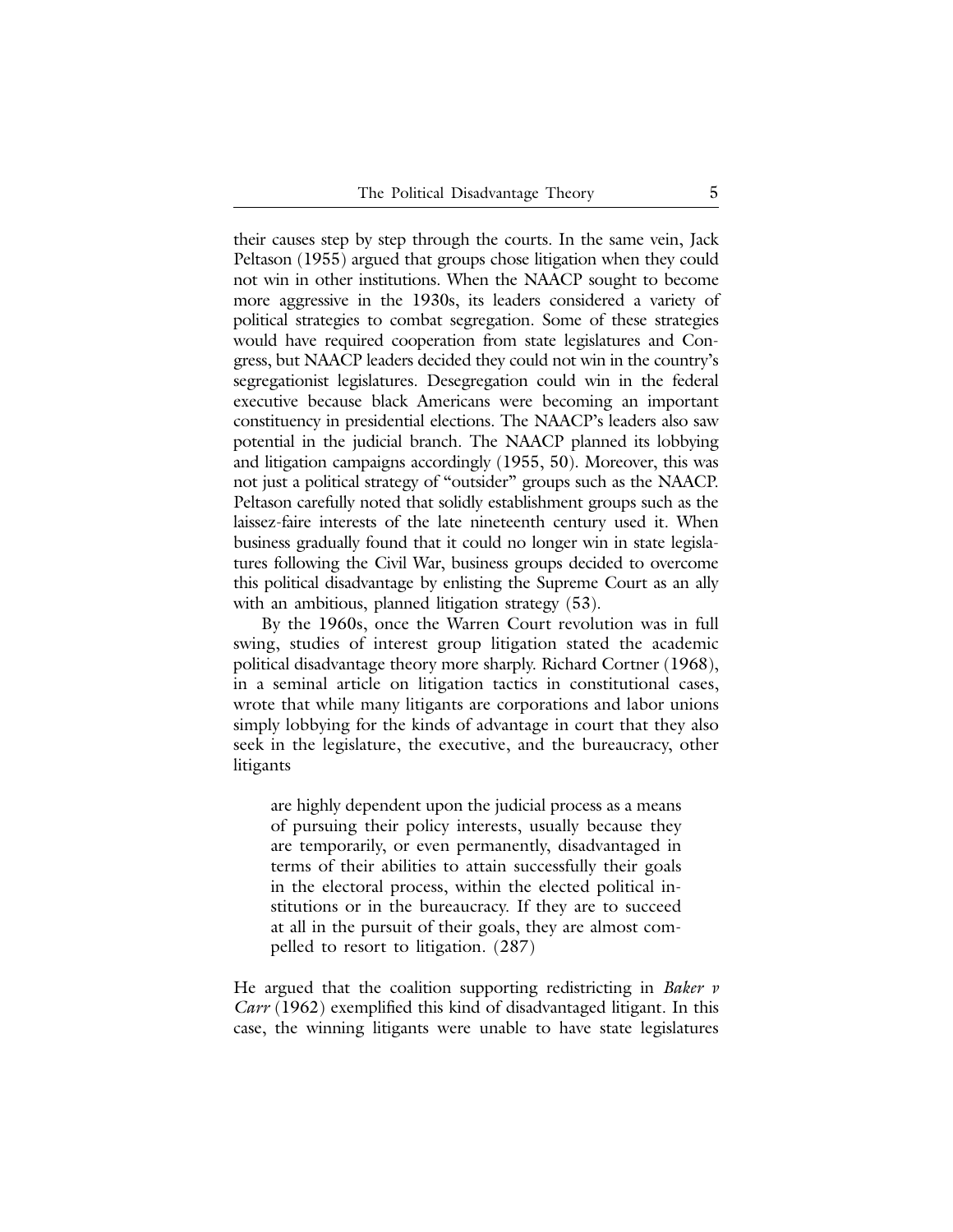their causes step by step through the courts. In the same vein, Jack Peltason (1955) argued that groups chose litigation when they could not win in other institutions. When the NAACP sought to become more aggressive in the 1930s, its leaders considered a variety of political strategies to combat segregation. Some of these strategies would have required cooperation from state legislatures and Congress, but NAACP leaders decided they could not win in the country's segregationist legislatures. Desegregation could win in the federal executive because black Americans were becoming an important constituency in presidential elections. The NAACP's leaders also saw potential in the judicial branch. The NAACP planned its lobbying and litigation campaigns accordingly (1955, 50). Moreover, this was not just a political strategy of "outsider" groups such as the NAACP. Peltason carefully noted that solidly establishment groups such as the laissez-faire interests of the late nineteenth century used it. When business gradually found that it could no longer win in state legislatures following the Civil War, business groups decided to overcome this political disadvantage by enlisting the Supreme Court as an ally with an ambitious, planned litigation strategy (53).

By the 1960s, once the Warren Court revolution was in full swing, studies of interest group litigation stated the academic political disadvantage theory more sharply. Richard Cortner (1968), in a seminal article on litigation tactics in constitutional cases, wrote that while many litigants are corporations and labor unions simply lobbying for the kinds of advantage in court that they also seek in the legislature, the executive, and the bureaucracy, other litigants

> are highly dependent upon the judicial process as a means of pursuing their policy interests, usually because they are temporarily, or even permanently, disadvantaged in terms of their abilities to attain successfully their goals in the electoral process, within the elected political institutions or in the bureaucracy. If they are to succeed at all in the pursuit of their goals, they are almost compelled to resort to litigation. (287)

He argued that the coalition supporting redistricting in *Baker v Carr* (1962) exemplified this kind of disadvantaged litigant. In this case, the winning litigants were unable to have state legislatures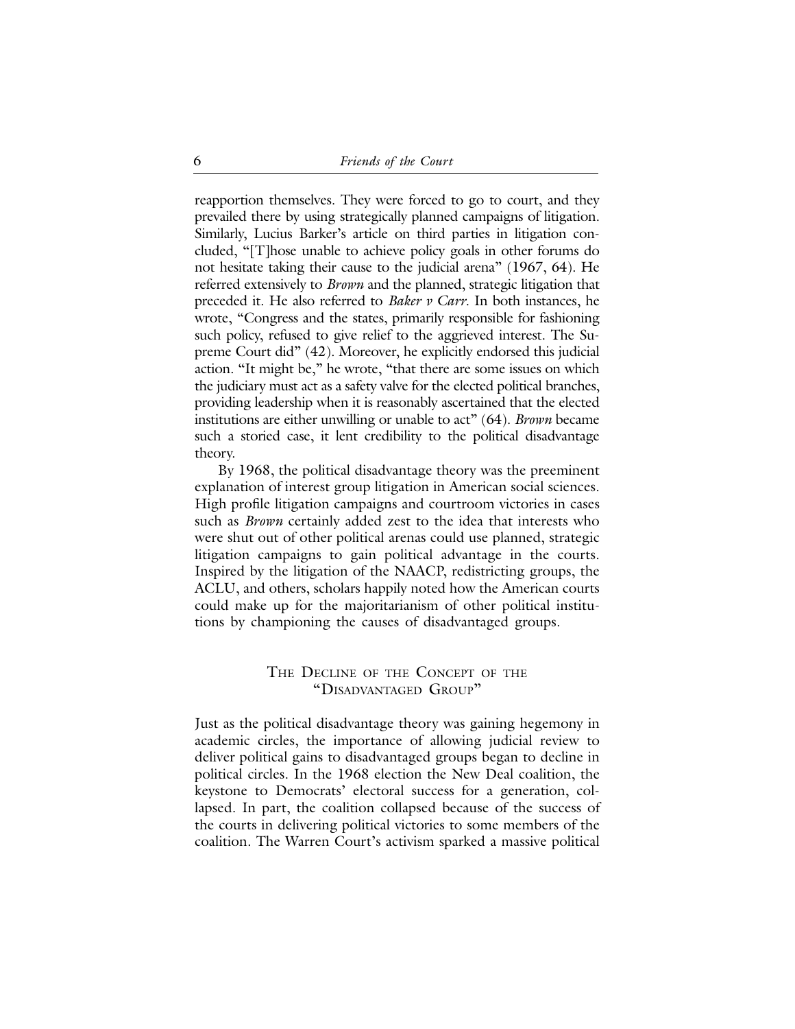reapportion themselves. They were forced to go to court, and they prevailed there by using strategically planned campaigns of litigation. Similarly, Lucius Barker's article on third parties in litigation concluded, "[T]hose unable to achieve policy goals in other forums do not hesitate taking their cause to the judicial arena" (1967, 64). He referred extensively to *Brown* and the planned, strategic litigation that preceded it. He also referred to *Baker v Carr*. In both instances, he wrote, "Congress and the states, primarily responsible for fashioning such policy, refused to give relief to the aggrieved interest. The Supreme Court did" (42). Moreover, he explicitly endorsed this judicial action. "It might be," he wrote, "that there are some issues on which the judiciary must act as a safety valve for the elected political branches, providing leadership when it is reasonably ascertained that the elected institutions are either unwilling or unable to act" (64). *Brown* became such a storied case, it lent credibility to the political disadvantage theory.

By 1968, the political disadvantage theory was the preeminent explanation of interest group litigation in American social sciences. High profile litigation campaigns and courtroom victories in cases such as *Brown* certainly added zest to the idea that interests who were shut out of other political arenas could use planned, strategic litigation campaigns to gain political advantage in the courts. Inspired by the litigation of the NAACP, redistricting groups, the ACLU, and others, scholars happily noted how the American courts could make up for the majoritarianism of other political institutions by championing the causes of disadvantaged groups.

## The Decline of the Concept of the "Disadvantaged Group"

Just as the political disadvantage theory was gaining hegemony in academic circles, the importance of allowing judicial review to deliver political gains to disadvantaged groups began to decline in political circles. In the 1968 election the New Deal coalition, the keystone to Democrats' electoral success for a generation, collapsed. In part, the coalition collapsed because of the success of the courts in delivering political victories to some members of the coalition. The Warren Court's activism sparked a massive political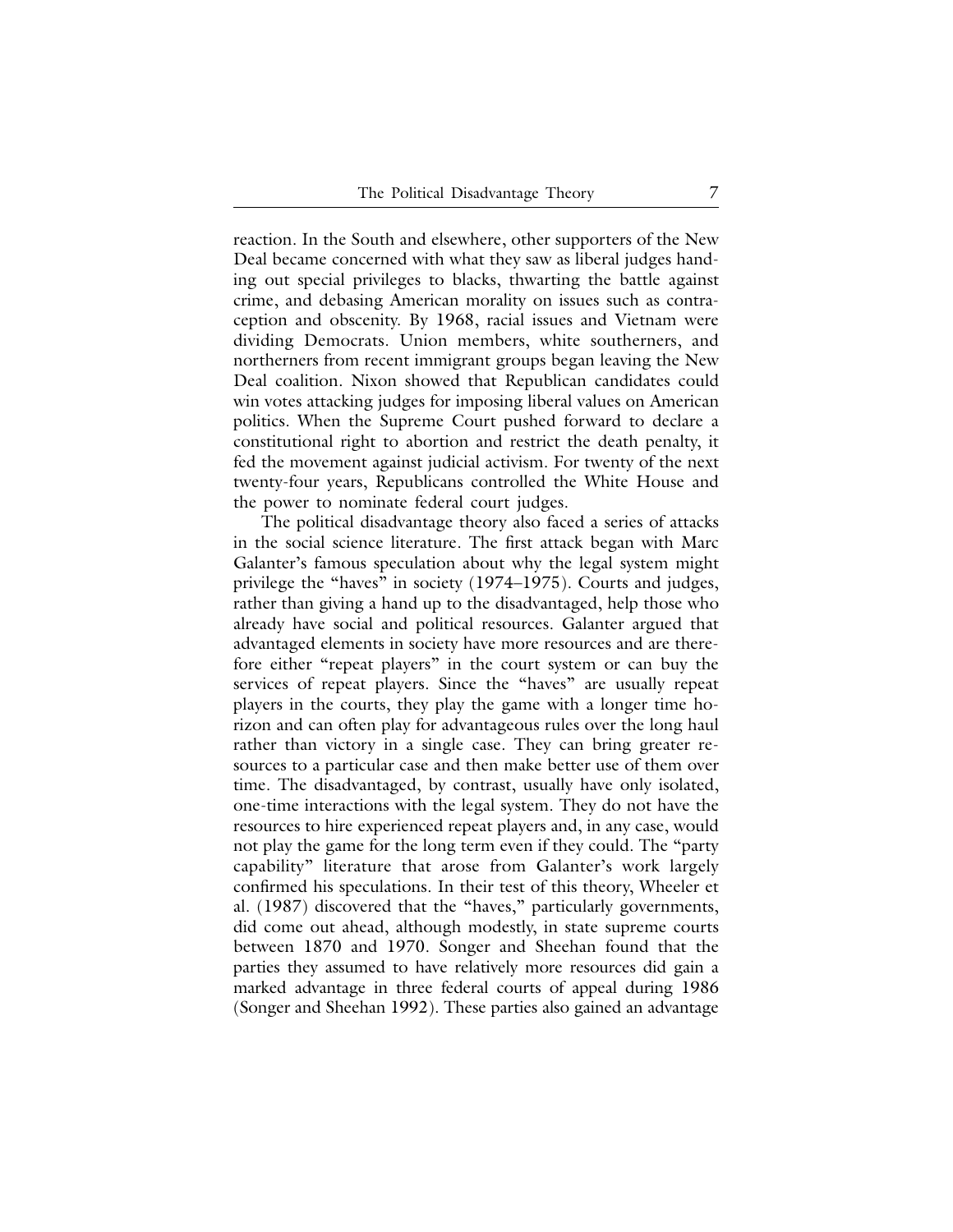reaction. In the South and elsewhere, other supporters of the New Deal became concerned with what they saw as liberal judges handing out special privileges to blacks, thwarting the battle against crime, and debasing American morality on issues such as contraception and obscenity. By 1968, racial issues and Vietnam were dividing Democrats. Union members, white southerners, and northerners from recent immigrant groups began leaving the New Deal coalition. Nixon showed that Republican candidates could win votes attacking judges for imposing liberal values on American politics. When the Supreme Court pushed forward to declare a constitutional right to abortion and restrict the death penalty, it fed the movement against judicial activism. For twenty of the next twenty-four years, Republicans controlled the White House and the power to nominate federal court judges.

The political disadvantage theory also faced a series of attacks in the social science literature. The first attack began with Marc Galanter's famous speculation about why the legal system might privilege the "haves" in society (1974–1975). Courts and judges, rather than giving a hand up to the disadvantaged, help those who already have social and political resources. Galanter argued that advantaged elements in society have more resources and are therefore either "repeat players" in the court system or can buy the services of repeat players. Since the "haves" are usually repeat players in the courts, they play the game with a longer time horizon and can often play for advantageous rules over the long haul rather than victory in a single case. They can bring greater resources to a particular case and then make better use of them over time. The disadvantaged, by contrast, usually have only isolated, one-time interactions with the legal system. They do not have the resources to hire experienced repeat players and, in any case, would not play the game for the long term even if they could. The "party capability" literature that arose from Galanter's work largely confirmed his speculations. In their test of this theory, Wheeler et al. (1987) discovered that the "haves," particularly governments, did come out ahead, although modestly, in state supreme courts between 1870 and 1970. Songer and Sheehan found that the parties they assumed to have relatively more resources did gain a marked advantage in three federal courts of appeal during 1986 (Songer and Sheehan 1992). These parties also gained an advantage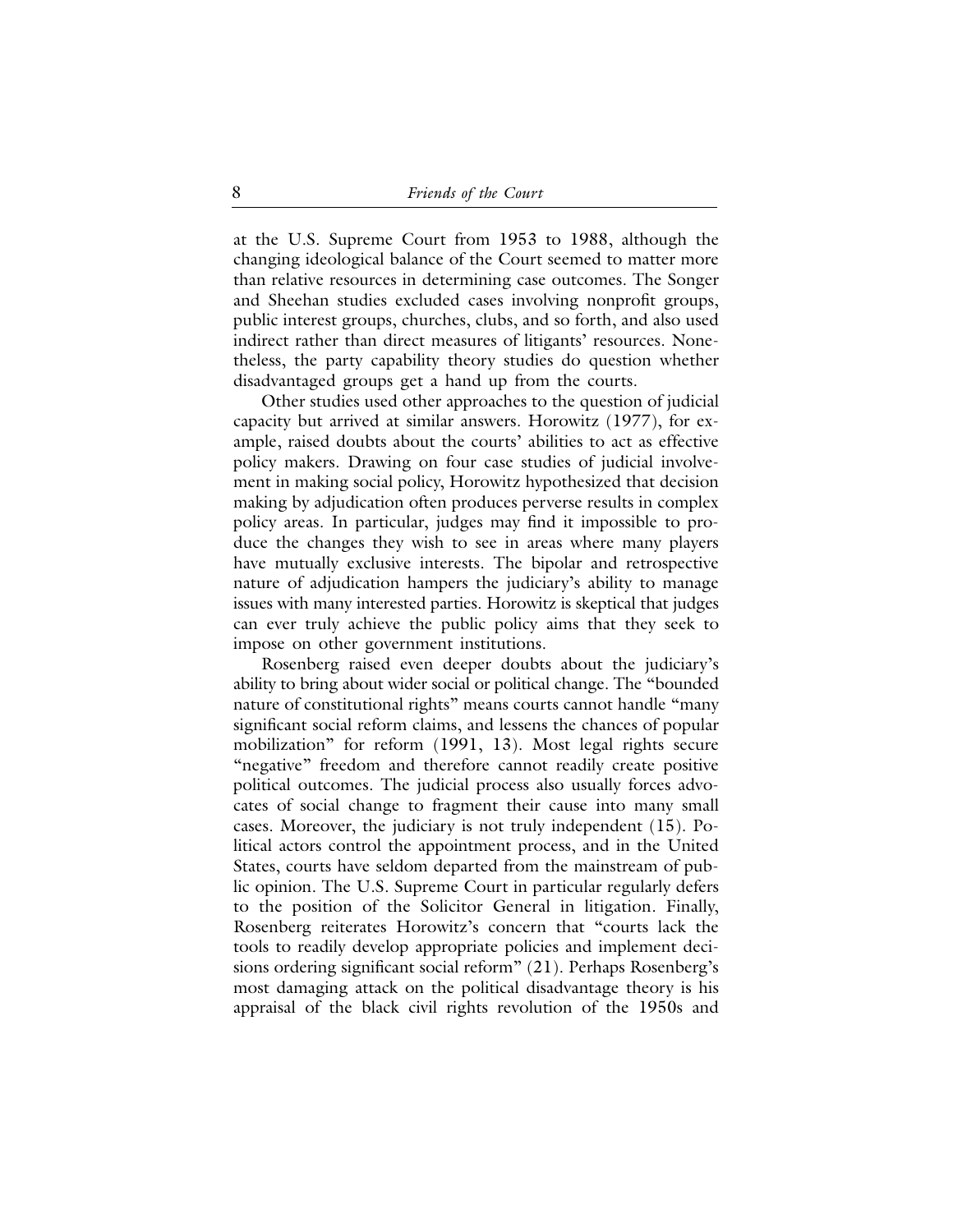at the U.S. Supreme Court from 1953 to 1988, although the changing ideological balance of the Court seemed to matter more than relative resources in determining case outcomes. The Songer and Sheehan studies excluded cases involving nonprofit groups, public interest groups, churches, clubs, and so forth, and also used indirect rather than direct measures of litigants' resources. Nonetheless, the party capability theory studies do question whether disadvantaged groups get a hand up from the courts.

Other studies used other approaches to the question of judicial capacity but arrived at similar answers. Horowitz (1977), for example, raised doubts about the courts' abilities to act as effective policy makers. Drawing on four case studies of judicial involvement in making social policy, Horowitz hypothesized that decision making by adjudication often produces perverse results in complex policy areas. In particular, judges may find it impossible to produce the changes they wish to see in areas where many players have mutually exclusive interests. The bipolar and retrospective nature of adjudication hampers the judiciary's ability to manage issues with many interested parties. Horowitz is skeptical that judges can ever truly achieve the public policy aims that they seek to impose on other government institutions.

Rosenberg raised even deeper doubts about the judiciary's ability to bring about wider social or political change. The "bounded nature of constitutional rights" means courts cannot handle "many significant social reform claims, and lessens the chances of popular mobilization" for reform (1991, 13). Most legal rights secure "negative" freedom and therefore cannot readily create positive political outcomes. The judicial process also usually forces advocates of social change to fragment their cause into many small cases. Moreover, the judiciary is not truly independent (15). Political actors control the appointment process, and in the United States, courts have seldom departed from the mainstream of public opinion. The U.S. Supreme Court in particular regularly defers to the position of the Solicitor General in litigation. Finally, Rosenberg reiterates Horowitz's concern that "courts lack the tools to readily develop appropriate policies and implement decisions ordering significant social reform" (21). Perhaps Rosenberg's most damaging attack on the political disadvantage theory is his appraisal of the black civil rights revolution of the 1950s and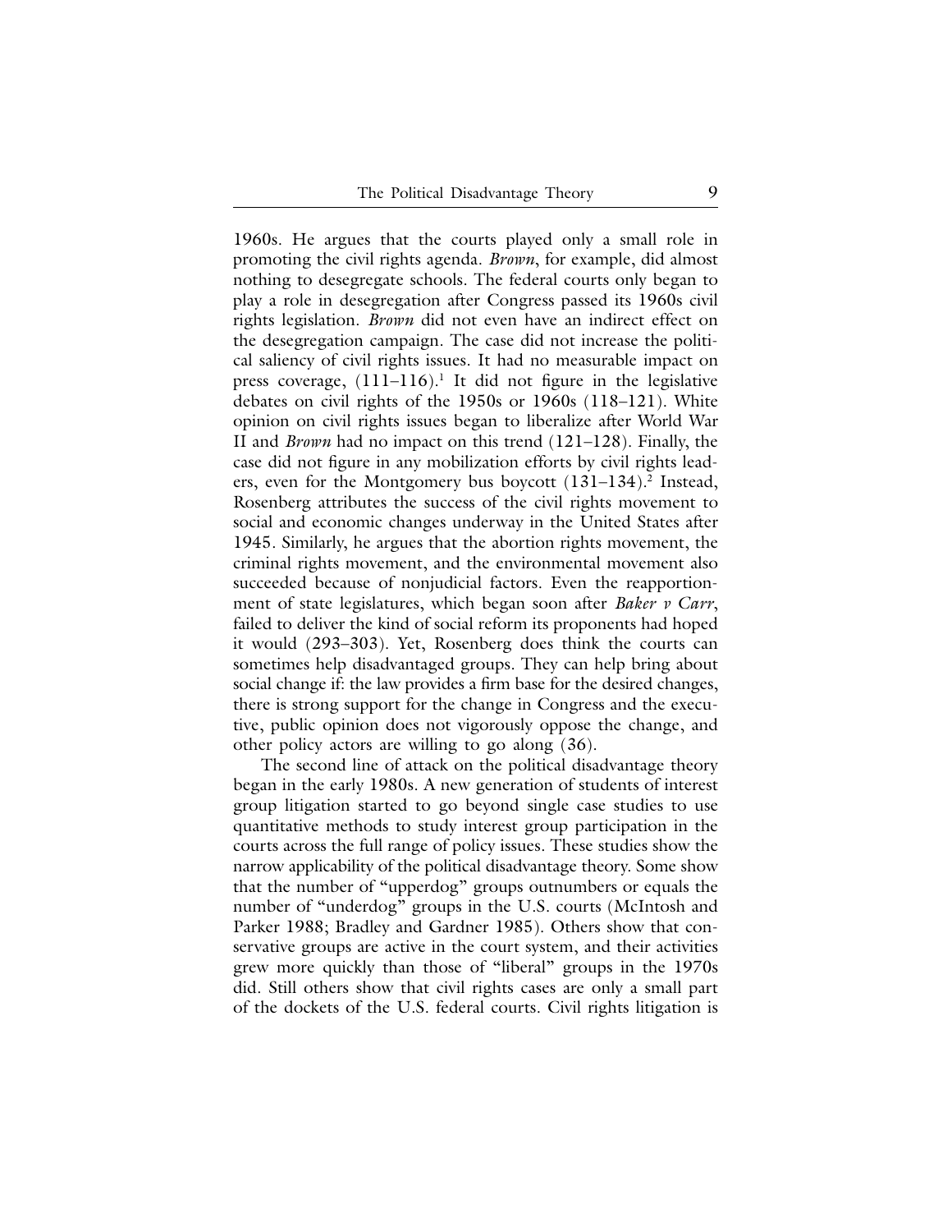1960s. He argues that the courts played only a small role in promoting the civil rights agenda. *Brown*, for example, did almost nothing to desegregate schools. The federal courts only began to play a role in desegregation after Congress passed its 1960s civil rights legislation. *Brown* did not even have an indirect effect on the desegregation campaign. The case did not increase the political saliency of civil rights issues. It had no measurable impact on press coverage, (111–116).[1] It did not figure in the legislative debates on civil rights of the 1950s or 1960s (118–121). White opinion on civil rights issues began to liberalize after World War II and *Brown* had no impact on this trend (121–128). Finally, the case did not figure in any mobilization efforts by civil rights leaders, even for the Montgomery bus boycott (131–134).[2] Instead, Rosenberg attributes the success of the civil rights movement to social and economic changes underway in the United States after 1945. Similarly, he argues that the abortion rights movement, the criminal rights movement, and the environmental movement also succeeded because of nonjudicial factors. Even the reapportionment of state legislatures, which began soon after *Baker v Carr*, failed to deliver the kind of social reform its proponents had hoped it would (293–303). Yet, Rosenberg does think the courts can sometimes help disadvantaged groups. They can help bring about social change if: the law provides a firm base for the desired changes, there is strong support for the change in Congress and the executive, public opinion does not vigorously oppose the change, and other policy actors are willing to go along (36).

The second line of attack on the political disadvantage theory began in the early 1980s. A new generation of students of interest group litigation started to go beyond single case studies to use quantitative methods to study interest group participation in the courts across the full range of policy issues. These studies show the narrow applicability of the political disadvantage theory. Some show that the number of "upperdog" groups outnumbers or equals the number of "underdog" groups in the U.S. courts (McIntosh and Parker 1988; Bradley and Gardner 1985). Others show that conservative groups are active in the court system, and their activities grew more quickly than those of "liberal" groups in the 1970s did. Still others show that civil rights cases are only a small part of the dockets of the U.S. federal courts. Civil rights litigation is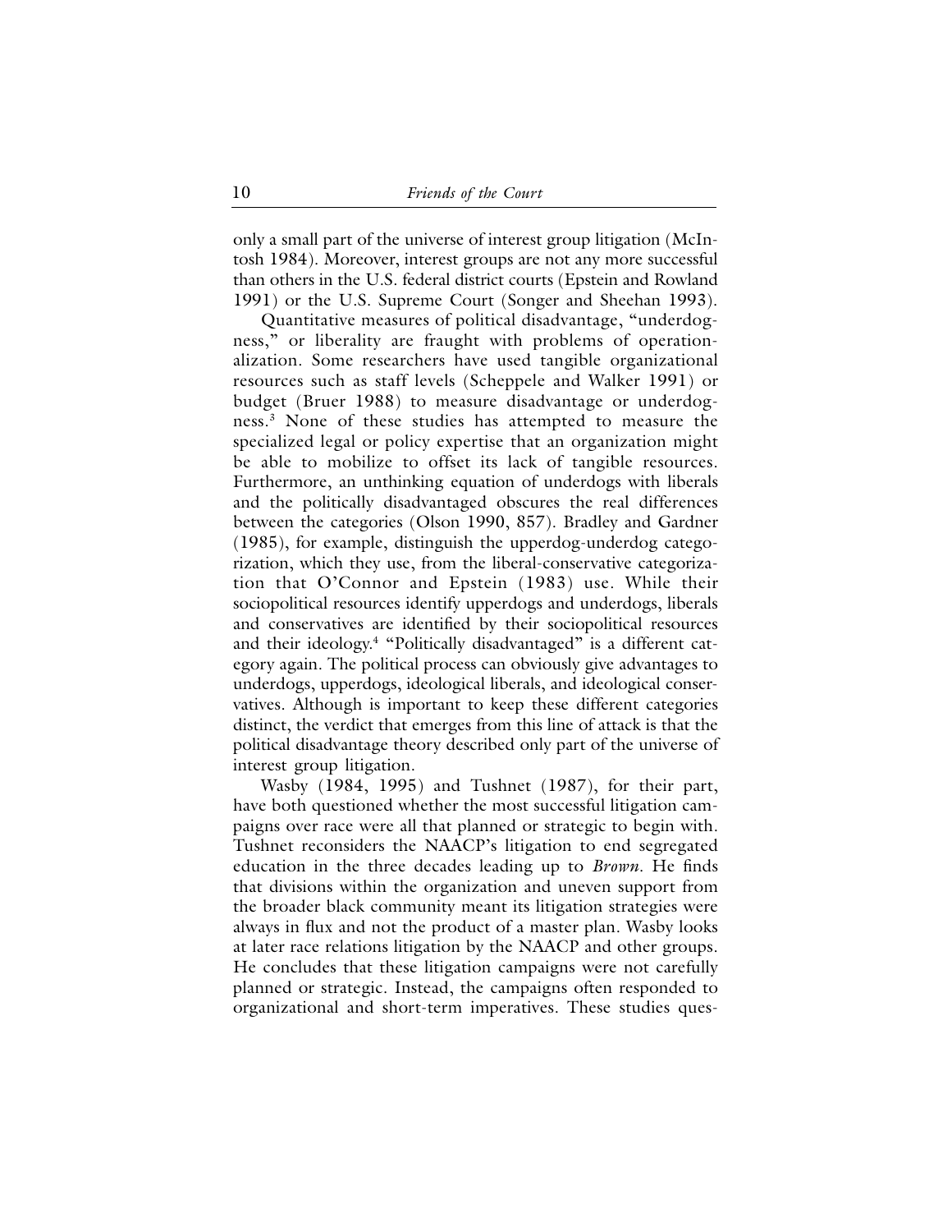only a small part of the universe of interest group litigation (McIntosh 1984). Moreover, interest groups are not any more successful than others in the U.S. federal district courts (Epstein and Rowland 1991) or the U.S. Supreme Court (Songer and Sheehan 1993).

Quantitative measures of political disadvantage, "underdogness," or liberality are fraught with problems of operationalization. Some researchers have used tangible organizational resources such as staff levels (Scheppele and Walker 1991) or budget (Bruer 1988) to measure disadvantage or underdogness.[3] None of these studies has attempted to measure the specialized legal or policy expertise that an organization might be able to mobilize to offset its lack of tangible resources. Furthermore, an unthinking equation of underdogs with liberals and the politically disadvantaged obscures the real differences between the categories (Olson 1990, 857). Bradley and Gardner (1985), for example, distinguish the upperdog-underdog categorization, which they use, from the liberal-conservative categorization that O'Connor and Epstein (1983) use. While their sociopolitical resources identify upperdogs and underdogs, liberals and conservatives are identified by their sociopolitical resources and their ideology.[4] "Politically disadvantaged" is a different category again. The political process can obviously give advantages to underdogs, upperdogs, ideological liberals, and ideological conservatives. Although is important to keep these different categories distinct, the verdict that emerges from this line of attack is that the political disadvantage theory described only part of the universe of interest group litigation.

Wasby (1984, 1995) and Tushnet (1987), for their part, have both questioned whether the most successful litigation campaigns over race were all that planned or strategic to begin with. Tushnet reconsiders the NAACP's litigation to end segregated education in the three decades leading up to *Brown*. He finds that divisions within the organization and uneven support from the broader black community meant its litigation strategies were always in flux and not the product of a master plan. Wasby looks at later race relations litigation by the NAACP and other groups. He concludes that these litigation campaigns were not carefully planned or strategic. Instead, the campaigns often responded to organizational and short-term imperatives. These studies ques-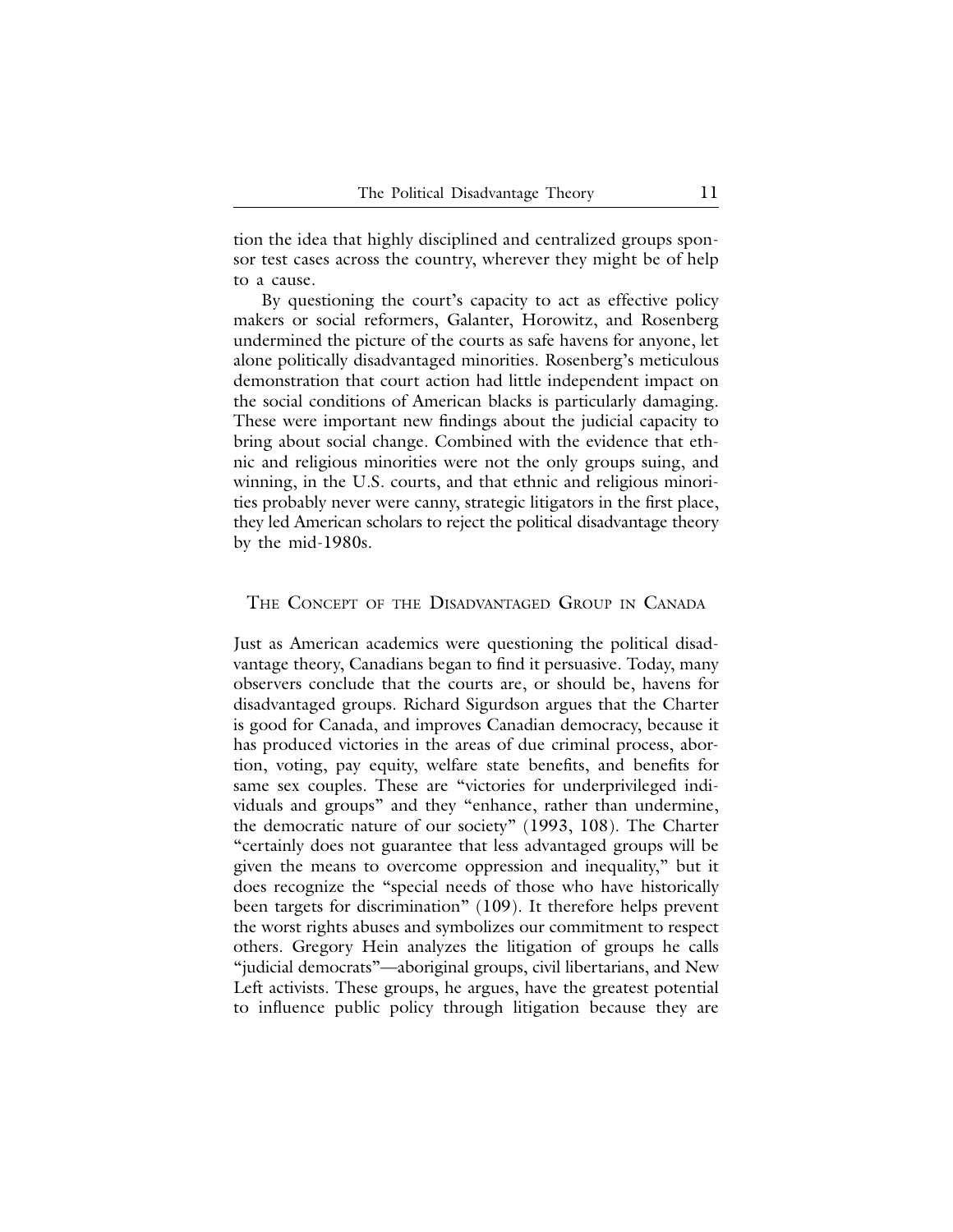tion the idea that highly disciplined and centralized groups sponsor test cases across the country, wherever they might be of help to a cause.

By questioning the court's capacity to act as effective policy makers or social reformers, Galanter, Horowitz, and Rosenberg undermined the picture of the courts as safe havens for anyone, let alone politically disadvantaged minorities. Rosenberg's meticulous demonstration that court action had little independent impact on the social conditions of American blacks is particularly damaging. These were important new findings about the judicial capacity to bring about social change. Combined with the evidence that ethnic and religious minorities were not the only groups suing, and winning, in the U.S. courts, and that ethnic and religious minorities probably never were canny, strategic litigators in the first place, they led American scholars to reject the political disadvantage theory by the mid-1980s.

## The Concept of the Disadvantaged Group in Canada

Just as American academics were questioning the political disadvantage theory, Canadians began to find it persuasive. Today, many observers conclude that the courts are, or should be, havens for disadvantaged groups. Richard Sigurdson argues that the Charter is good for Canada, and improves Canadian democracy, because it has produced victories in the areas of due criminal process, abortion, voting, pay equity, welfare state benefits, and benefits for same sex couples. These are "victories for underprivileged individuals and groups" and they "enhance, rather than undermine, the democratic nature of our society" (1993, 108). The Charter "certainly does not guarantee that less advantaged groups will be given the means to overcome oppression and inequality," but it does recognize the "special needs of those who have historically been targets for discrimination" (109). It therefore helps prevent the worst rights abuses and symbolizes our commitment to respect others. Gregory Hein analyzes the litigation of groups he calls "judicial democrats"—aboriginal groups, civil libertarians, and New Left activists. These groups, he argues, have the greatest potential to influence public policy through litigation because they are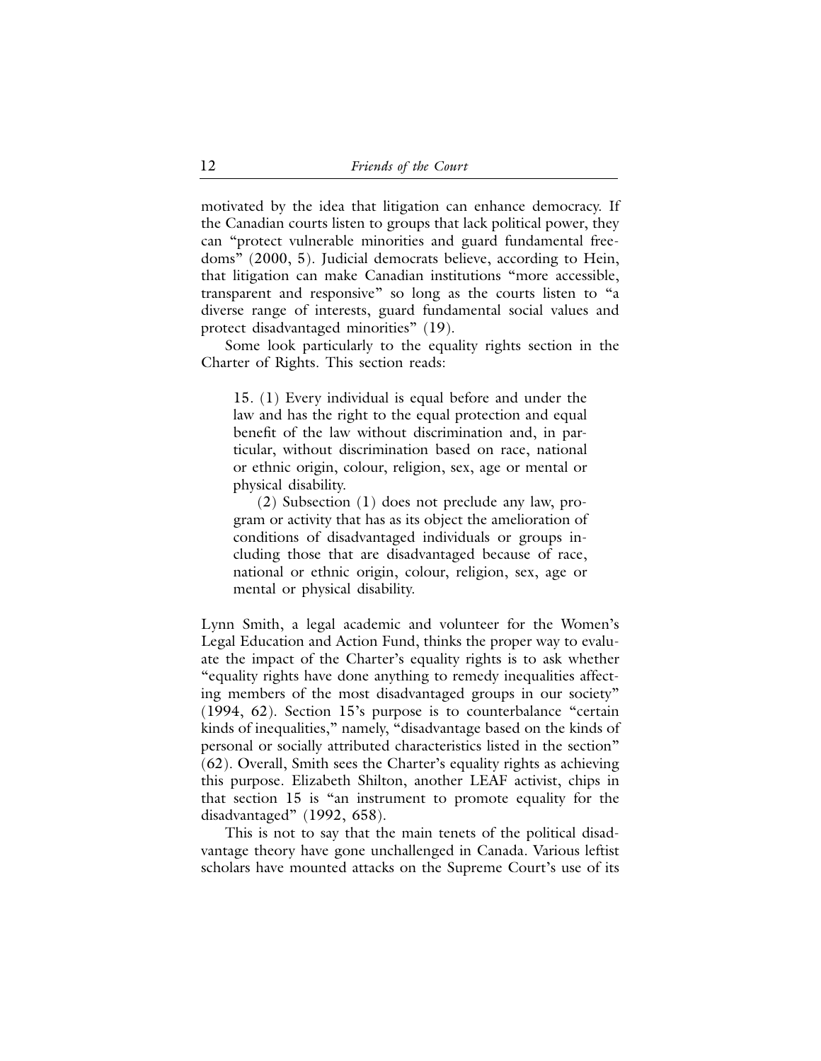motivated by the idea that litigation can enhance democracy. If the Canadian courts listen to groups that lack political power, they can "protect vulnerable minorities and guard fundamental freedoms" (2000, 5). Judicial democrats believe, according to Hein, that litigation can make Canadian institutions "more accessible, transparent and responsive" so long as the courts listen to "a diverse range of interests, guard fundamental social values and protect disadvantaged minorities" (19).

Some look particularly to the equality rights section in the Charter of Rights. This section reads:

> 15. (1) Every individual is equal before and under the law and has the right to the equal protection and equal benefit of the law without discrimination and, in particular, without discrimination based on race, national or ethnic origin, colour, religion, sex, age or mental or physical disability.
>
> (2) Subsection (1) does not preclude any law, program or activity that has as its object the amelioration of conditions of disadvantaged individuals or groups including those that are disadvantaged because of race, national or ethnic origin, colour, religion, sex, age or mental or physical disability.

Lynn Smith, a legal academic and volunteer for the Women's Legal Education and Action Fund, thinks the proper way to evaluate the impact of the Charter's equality rights is to ask whether "equality rights have done anything to remedy inequalities affecting members of the most disadvantaged groups in our society" (1994, 62). Section 15's purpose is to counterbalance "certain kinds of inequalities," namely, "disadvantage based on the kinds of personal or socially attributed characteristics listed in the section" (62). Overall, Smith sees the Charter's equality rights as achieving this purpose. Elizabeth Shilton, another LEAF activist, chips in that section 15 is "an instrument to promote equality for the disadvantaged" (1992, 658).

This is not to say that the main tenets of the political disadvantage theory have gone unchallenged in Canada. Various leftist scholars have mounted attacks on the Supreme Court's use of its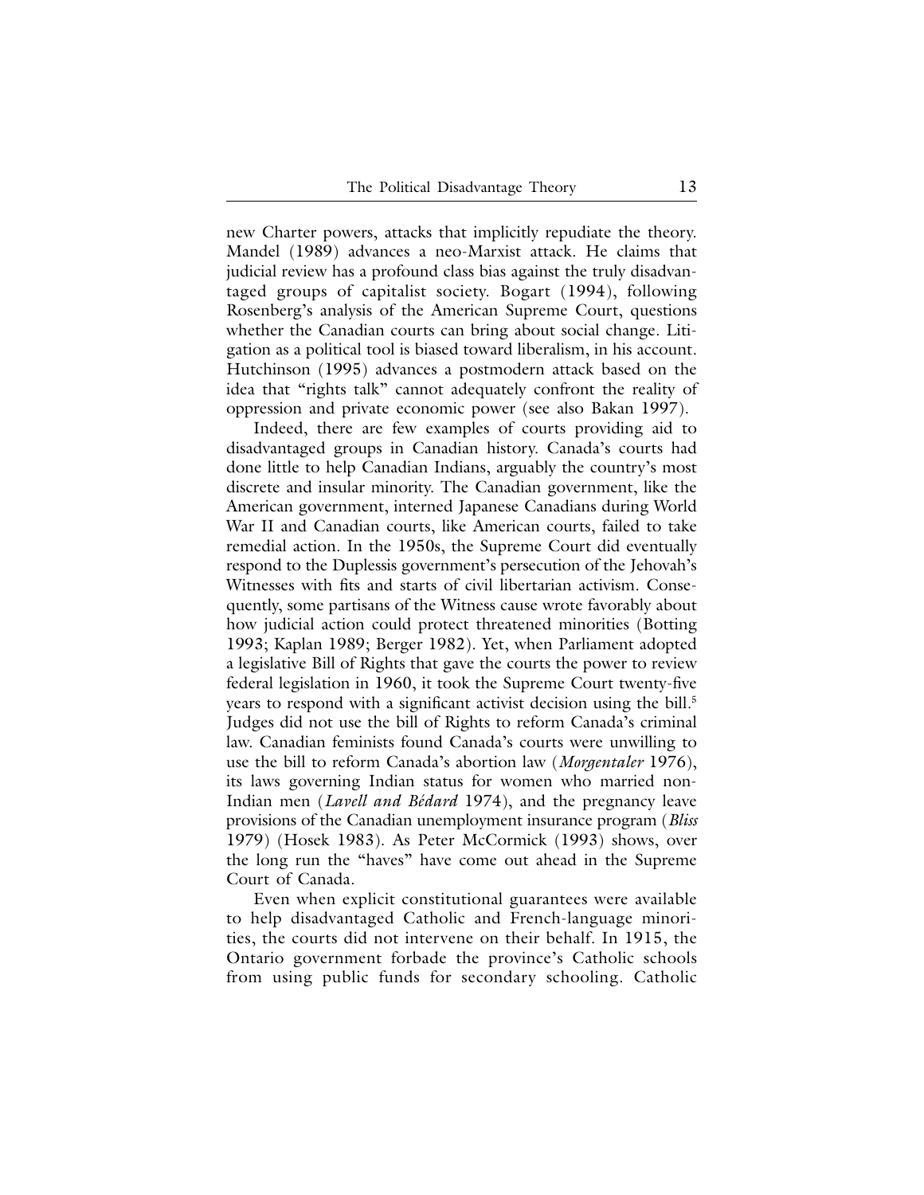new Charter powers, attacks that implicitly repudiate the theory. Mandel (1989) advances a neo-Marxist attack. He claims that judicial review has a profound class bias against the truly disadvantaged groups of capitalist society. Bogart (1994), following Rosenberg's analysis of the American Supreme Court, questions whether the Canadian courts can bring about social change. Litigation as a political tool is biased toward liberalism, in his account. Hutchinson (1995) advances a postmodern attack based on the idea that "rights talk" cannot adequately confront the reality of oppression and private economic power (see also Bakan 1997).

Indeed, there are few examples of courts providing aid to disadvantaged groups in Canadian history. Canada's courts had done little to help Canadian Indians, arguably the country's most discrete and insular minority. The Canadian government, like the American government, interned Japanese Canadians during World War II and Canadian courts, like American courts, failed to take remedial action. In the 1950s, the Supreme Court did eventually respond to the Duplessis government's persecution of the Jehovah's Witnesses with fits and starts of civil libertarian activism. Consequently, some partisans of the Witness cause wrote favorably about how judicial action could protect threatened minorities (Botting 1993; Kaplan 1989; Berger 1982). Yet, when Parliament adopted a legislative Bill of Rights that gave the courts the power to review federal legislation in 1960, it took the Supreme Court twenty-five years to respond with a significant activist decision using the bill.[5] Judges did not use the bill of Rights to reform Canada's criminal law. Canadian feminists found Canada's courts were unwilling to use the bill to reform Canada's abortion law (*Morgentaler* 1976), its laws governing Indian status for women who married non-Indian men (*Lavell and Bédard* 1974), and the pregnancy leave provisions of the Canadian unemployment insurance program (*Bliss* 1979) (Hosek 1983). As Peter McCormick (1993) shows, over the long run the "haves" have come out ahead in the Supreme Court of Canada.

Even when explicit constitutional guarantees were available to help disadvantaged Catholic and French-language minorities, the courts did not intervene on their behalf. In 1915, the Ontario government forbade the province's Catholic schools from using public funds for secondary schooling. Catholic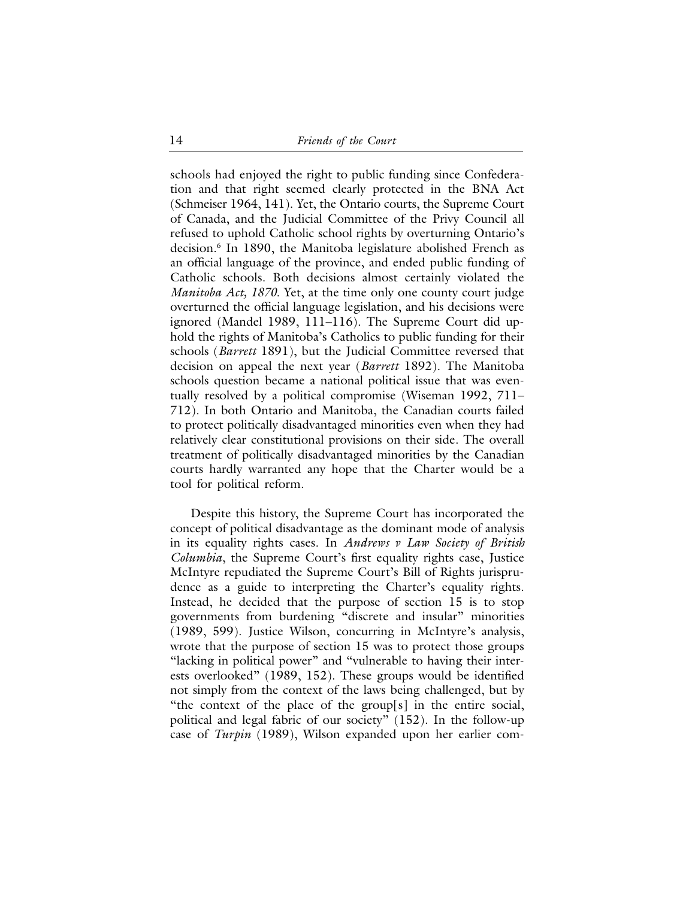schools had enjoyed the right to public funding since Confederation and that right seemed clearly protected in the BNA Act (Schmeiser 1964, 141). Yet, the Ontario courts, the Supreme Court of Canada, and the Judicial Committee of the Privy Council all refused to uphold Catholic school rights by overturning Ontario's decision.[6] In 1890, the Manitoba legislature abolished French as an official language of the province, and ended public funding of Catholic schools. Both decisions almost certainly violated the *Manitoba Act, 1870*. Yet, at the time only one county court judge overturned the official language legislation, and his decisions were ignored (Mandel 1989, 111–116). The Supreme Court did uphold the rights of Manitoba's Catholics to public funding for their schools (*Barrett* 1891), but the Judicial Committee reversed that decision on appeal the next year (*Barrett* 1892). The Manitoba schools question became a national political issue that was eventually resolved by a political compromise (Wiseman 1992, 711–712). In both Ontario and Manitoba, the Canadian courts failed to protect politically disadvantaged minorities even when they had relatively clear constitutional provisions on their side. The overall treatment of politically disadvantaged minorities by the Canadian courts hardly warranted any hope that the Charter would be a tool for political reform.

Despite this history, the Supreme Court has incorporated the concept of political disadvantage as the dominant mode of analysis in its equality rights cases. In *Andrews v Law Society of British Columbia*, the Supreme Court's first equality rights case, Justice McIntyre repudiated the Supreme Court's Bill of Rights jurisprudence as a guide to interpreting the Charter's equality rights. Instead, he decided that the purpose of section 15 is to stop governments from burdening "discrete and insular" minorities (1989, 599). Justice Wilson, concurring in McIntyre's analysis, wrote that the purpose of section 15 was to protect those groups "lacking in political power" and "vulnerable to having their interests overlooked" (1989, 152). These groups would be identified not simply from the context of the laws being challenged, but by "the context of the place of the group[s] in the entire social, political and legal fabric of our society" (152). In the follow-up case of *Turpin* (1989), Wilson expanded upon her earlier com-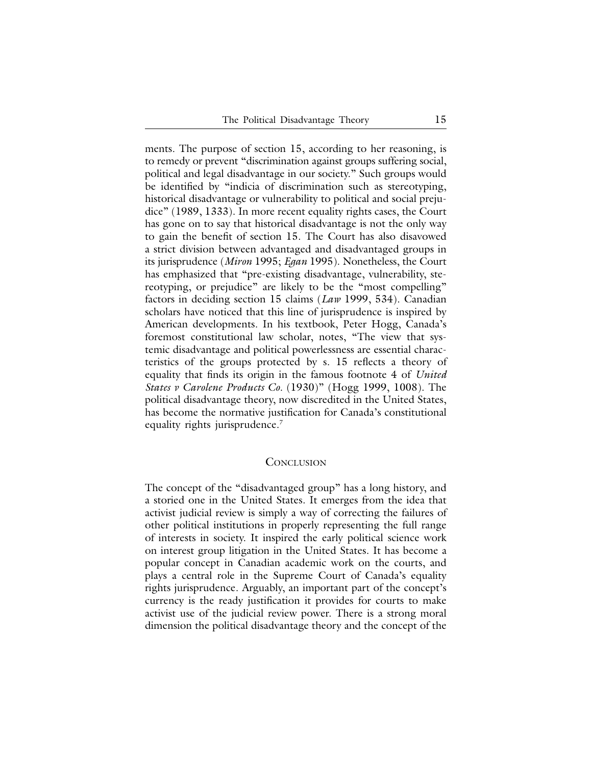ments. The purpose of section 15, according to her reasoning, is to remedy or prevent "discrimination against groups suffering social, political and legal disadvantage in our society." Such groups would be identified by "indicia of discrimination such as stereotyping, historical disadvantage or vulnerability to political and social prejudice" (1989, 1333). In more recent equality rights cases, the Court has gone on to say that historical disadvantage is not the only way to gain the benefit of section 15. The Court has also disavowed a strict division between advantaged and disadvantaged groups in its jurisprudence (*Miron* 1995; *Egan* 1995). Nonetheless, the Court has emphasized that "pre-existing disadvantage, vulnerability, stereotyping, or prejudice" are likely to be the "most compelling" factors in deciding section 15 claims (*Law* 1999, 534). Canadian scholars have noticed that this line of jurisprudence is inspired by American developments. In his textbook, Peter Hogg, Canada's foremost constitutional law scholar, notes, "The view that systemic disadvantage and political powerlessness are essential characteristics of the groups protected by s. 15 reflects a theory of equality that finds its origin in the famous footnote 4 of *United States v Carolene Products Co.* (1930)" (Hogg 1999, 1008). The political disadvantage theory, now discredited in the United States, has become the normative justification for Canada's constitutional equality rights jurisprudence.[7]

## Conclusion

The concept of the "disadvantaged group" has a long history, and a storied one in the United States. It emerges from the idea that activist judicial review is simply a way of correcting the failures of other political institutions in properly representing the full range of interests in society. It inspired the early political science work on interest group litigation in the United States. It has become a popular concept in Canadian academic work on the courts, and plays a central role in the Supreme Court of Canada's equality rights jurisprudence. Arguably, an important part of the concept's currency is the ready justification it provides for courts to make activist use of the judicial review power. There is a strong moral dimension the political disadvantage theory and the concept of the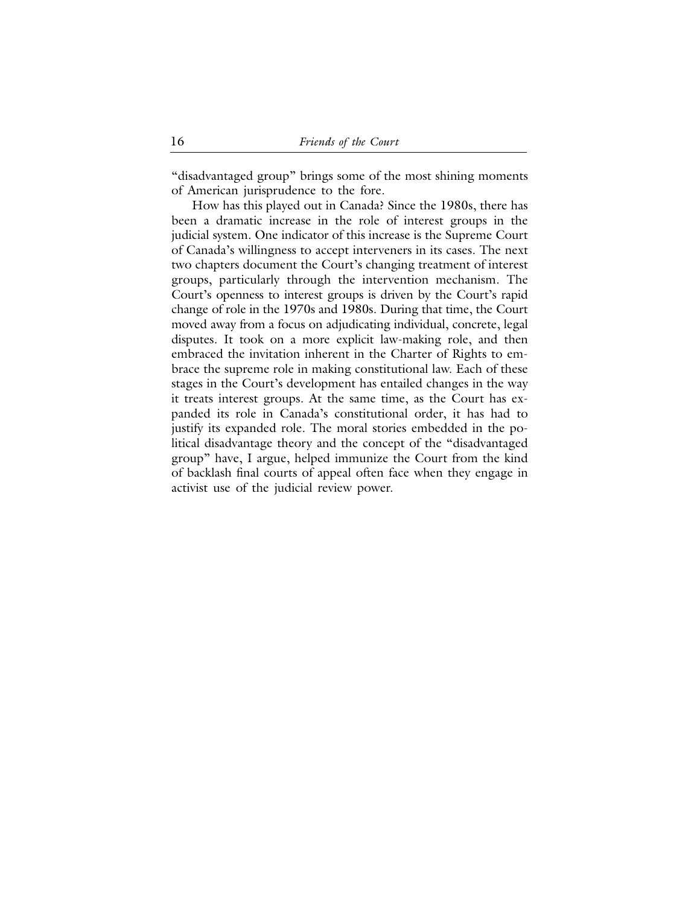"disadvantaged group" brings some of the most shining moments of American jurisprudence to the fore.

How has this played out in Canada? Since the 1980s, there has been a dramatic increase in the role of interest groups in the judicial system. One indicator of this increase is the Supreme Court of Canada's willingness to accept interveners in its cases. The next two chapters document the Court's changing treatment of interest groups, particularly through the intervention mechanism. The Court's openness to interest groups is driven by the Court's rapid change of role in the 1970s and 1980s. During that time, the Court moved away from a focus on adjudicating individual, concrete, legal disputes. It took on a more explicit law-making role, and then embraced the invitation inherent in the Charter of Rights to embrace the supreme role in making constitutional law. Each of these stages in the Court's development has entailed changes in the way it treats interest groups. At the same time, as the Court has expanded its role in Canada's constitutional order, it has had to justify its expanded role. The moral stories embedded in the political disadvantage theory and the concept of the "disadvantaged group" have, I argue, helped immunize the Court from the kind of backlash final courts of appeal often face when they engage in activist use of the judicial review power.